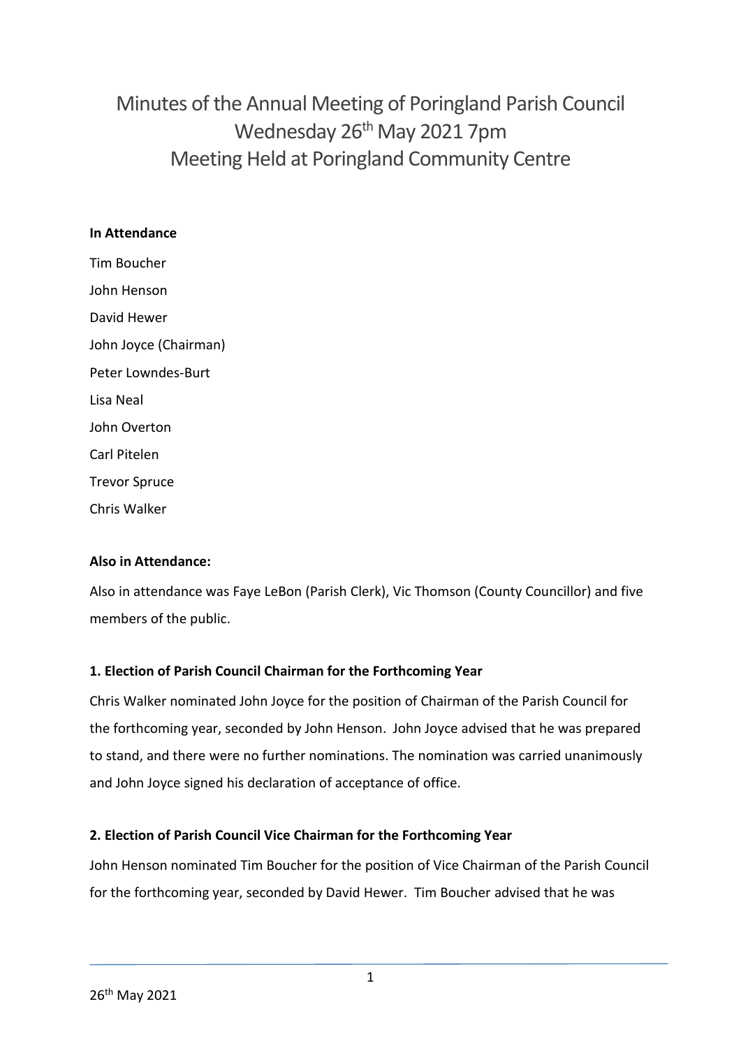# Minutes of the Annual Meeting of Poringland Parish Council
# Wednesday 26th May 2021 7pm
# Meeting Held at Poringland Community Centre

**In Attendance**

Tim Boucher

John Henson

David Hewer

John Joyce (Chairman)

Peter Lowndes-Burt

Lisa Neal

John Overton

Carl Pitelen

Trevor Spruce

Chris Walker

**Also in Attendance:**

Also in attendance was Faye LeBon (Parish Clerk), Vic Thomson (County Councillor) and five members of the public.

**1. Election of Parish Council Chairman for the Forthcoming Year**

Chris Walker nominated John Joyce for the position of Chairman of the Parish Council for the forthcoming year, seconded by John Henson. John Joyce advised that he was prepared to stand, and there were no further nominations. The nomination was carried unanimously and John Joyce signed his declaration of acceptance of office.

**2. Election of Parish Council Vice Chairman for the Forthcoming Year**

John Henson nominated Tim Boucher for the position of Vice Chairman of the Parish Council for the forthcoming year, seconded by David Hewer. Tim Boucher advised that he was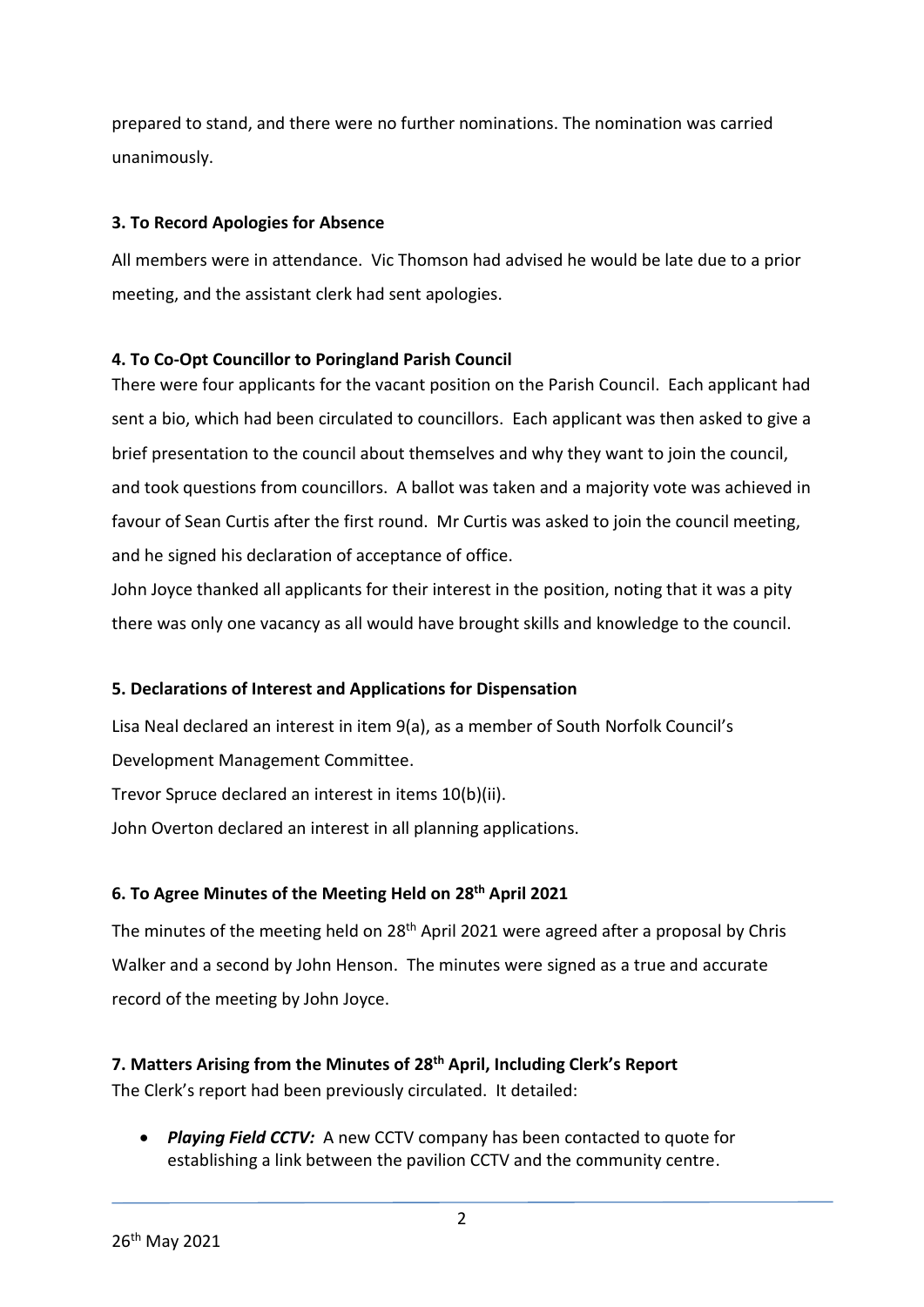prepared to stand, and there were no further nominations. The nomination was carried unanimously.

**3. To Record Apologies for Absence**

All members were in attendance. Vic Thomson had advised he would be late due to a prior meeting, and the assistant clerk had sent apologies.

**4. To Co-Opt Councillor to Poringland Parish Council**

There were four applicants for the vacant position on the Parish Council. Each applicant had sent a bio, which had been circulated to councillors. Each applicant was then asked to give a brief presentation to the council about themselves and why they want to join the council, and took questions from councillors. A ballot was taken and a majority vote was achieved in favour of Sean Curtis after the first round. Mr Curtis was asked to join the council meeting, and he signed his declaration of acceptance of office.

John Joyce thanked all applicants for their interest in the position, noting that it was a pity there was only one vacancy as all would have brought skills and knowledge to the council.

**5. Declarations of Interest and Applications for Dispensation**

Lisa Neal declared an interest in item 9(a), as a member of South Norfolk Council's Development Management Committee.

Trevor Spruce declared an interest in items 10(b)(ii).

John Overton declared an interest in all planning applications.

**6. To Agree Minutes of the Meeting Held on 28th April 2021**

The minutes of the meeting held on 28th April 2021 were agreed after a proposal by Chris Walker and a second by John Henson. The minutes were signed as a true and accurate record of the meeting by John Joyce.

**7. Matters Arising from the Minutes of 28th April, Including Clerk's Report**

The Clerk's report had been previously circulated. It detailed:

- ***Playing Field CCTV:*** A new CCTV company has been contacted to quote for establishing a link between the pavilion CCTV and the community centre.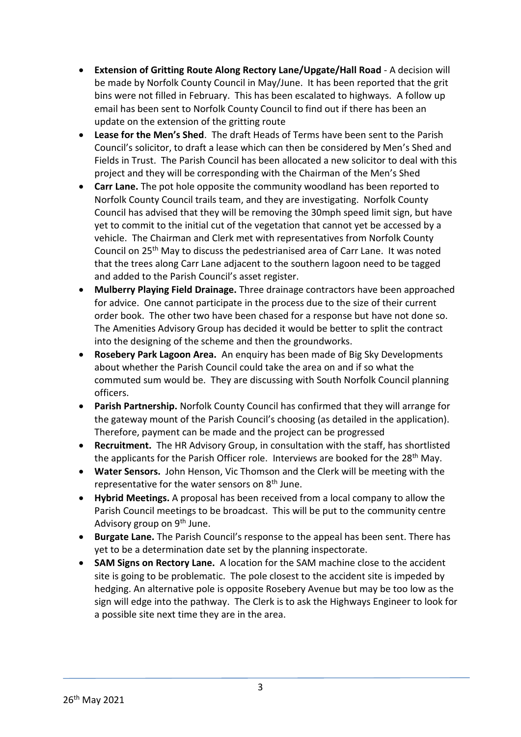- **Extension of Gritting Route Along Rectory Lane/Upgate/Hall Road** - A decision will be made by Norfolk County Council in May/June. It has been reported that the grit bins were not filled in February. This has been escalated to highways. A follow up email has been sent to Norfolk County Council to find out if there has been an update on the extension of the gritting route
- **Lease for the Men's Shed**. The draft Heads of Terms have been sent to the Parish Council's solicitor, to draft a lease which can then be considered by Men's Shed and Fields in Trust. The Parish Council has been allocated a new solicitor to deal with this project and they will be corresponding with the Chairman of the Men's Shed
- **Carr Lane.** The pot hole opposite the community woodland has been reported to Norfolk County Council trails team, and they are investigating. Norfolk County Council has advised that they will be removing the 30mph speed limit sign, but have yet to commit to the initial cut of the vegetation that cannot yet be accessed by a vehicle. The Chairman and Clerk met with representatives from Norfolk County Council on 25th May to discuss the pedestrianised area of Carr Lane. It was noted that the trees along Carr Lane adjacent to the southern lagoon need to be tagged and added to the Parish Council's asset register.
- **Mulberry Playing Field Drainage.** Three drainage contractors have been approached for advice. One cannot participate in the process due to the size of their current order book. The other two have been chased for a response but have not done so. The Amenities Advisory Group has decided it would be better to split the contract into the designing of the scheme and then the groundworks.
- **Rosebery Park Lagoon Area.** An enquiry has been made of Big Sky Developments about whether the Parish Council could take the area on and if so what the commuted sum would be. They are discussing with South Norfolk Council planning officers.
- **Parish Partnership.** Norfolk County Council has confirmed that they will arrange for the gateway mount of the Parish Council's choosing (as detailed in the application). Therefore, payment can be made and the project can be progressed
- **Recruitment.** The HR Advisory Group, in consultation with the staff, has shortlisted the applicants for the Parish Officer role. Interviews are booked for the 28th May.
- **Water Sensors.** John Henson, Vic Thomson and the Clerk will be meeting with the representative for the water sensors on 8th June.
- **Hybrid Meetings.** A proposal has been received from a local company to allow the Parish Council meetings to be broadcast. This will be put to the community centre Advisory group on 9th June.
- **Burgate Lane.** The Parish Council's response to the appeal has been sent. There has yet to be a determination date set by the planning inspectorate.
- **SAM Signs on Rectory Lane.** A location for the SAM machine close to the accident site is going to be problematic. The pole closest to the accident site is impeded by hedging. An alternative pole is opposite Rosebery Avenue but may be too low as the sign will edge into the pathway. The Clerk is to ask the Highways Engineer to look for a possible site next time they are in the area.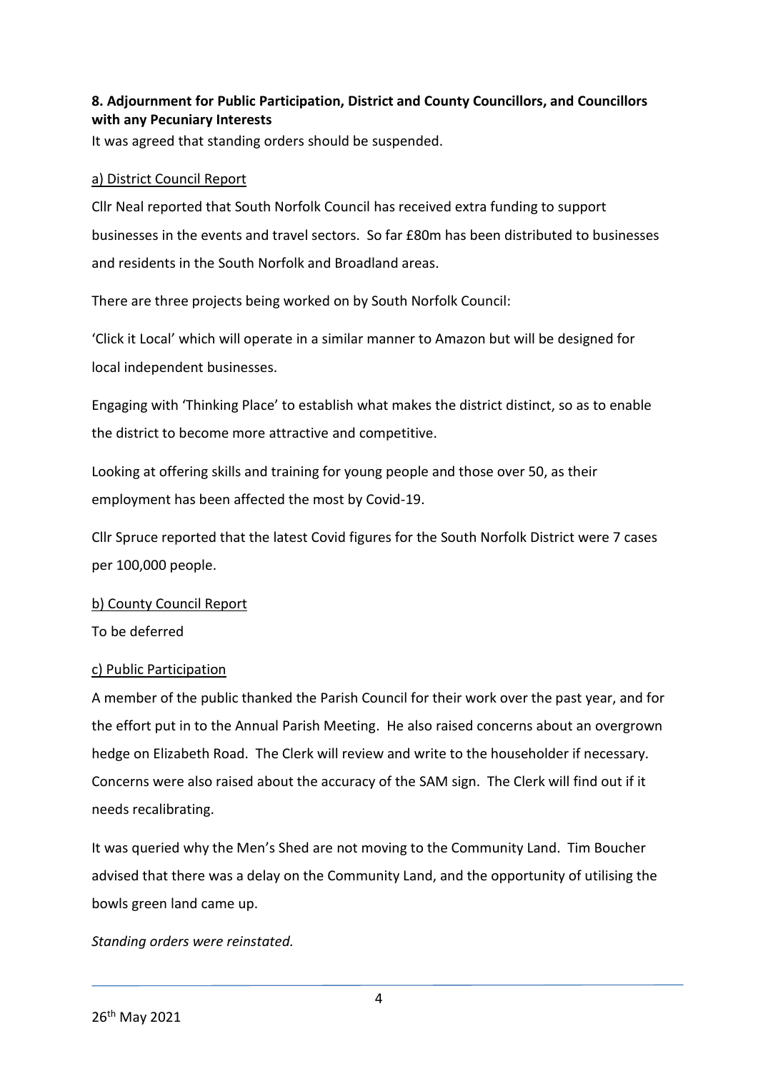**8. Adjournment for Public Participation, District and County Councillors, and Councillors with any Pecuniary Interests**

It was agreed that standing orders should be suspended.

a) District Council Report

Cllr Neal reported that South Norfolk Council has received extra funding to support businesses in the events and travel sectors. So far £80m has been distributed to businesses and residents in the South Norfolk and Broadland areas.

There are three projects being worked on by South Norfolk Council:

'Click it Local' which will operate in a similar manner to Amazon but will be designed for local independent businesses.

Engaging with 'Thinking Place' to establish what makes the district distinct, so as to enable the district to become more attractive and competitive.

Looking at offering skills and training for young people and those over 50, as their employment has been affected the most by Covid-19.

Cllr Spruce reported that the latest Covid figures for the South Norfolk District were 7 cases per 100,000 people.

b) County Council Report

To be deferred

c) Public Participation

A member of the public thanked the Parish Council for their work over the past year, and for the effort put in to the Annual Parish Meeting. He also raised concerns about an overgrown hedge on Elizabeth Road. The Clerk will review and write to the householder if necessary. Concerns were also raised about the accuracy of the SAM sign. The Clerk will find out if it needs recalibrating.

It was queried why the Men's Shed are not moving to the Community Land. Tim Boucher advised that there was a delay on the Community Land, and the opportunity of utilising the bowls green land came up.

*Standing orders were reinstated.*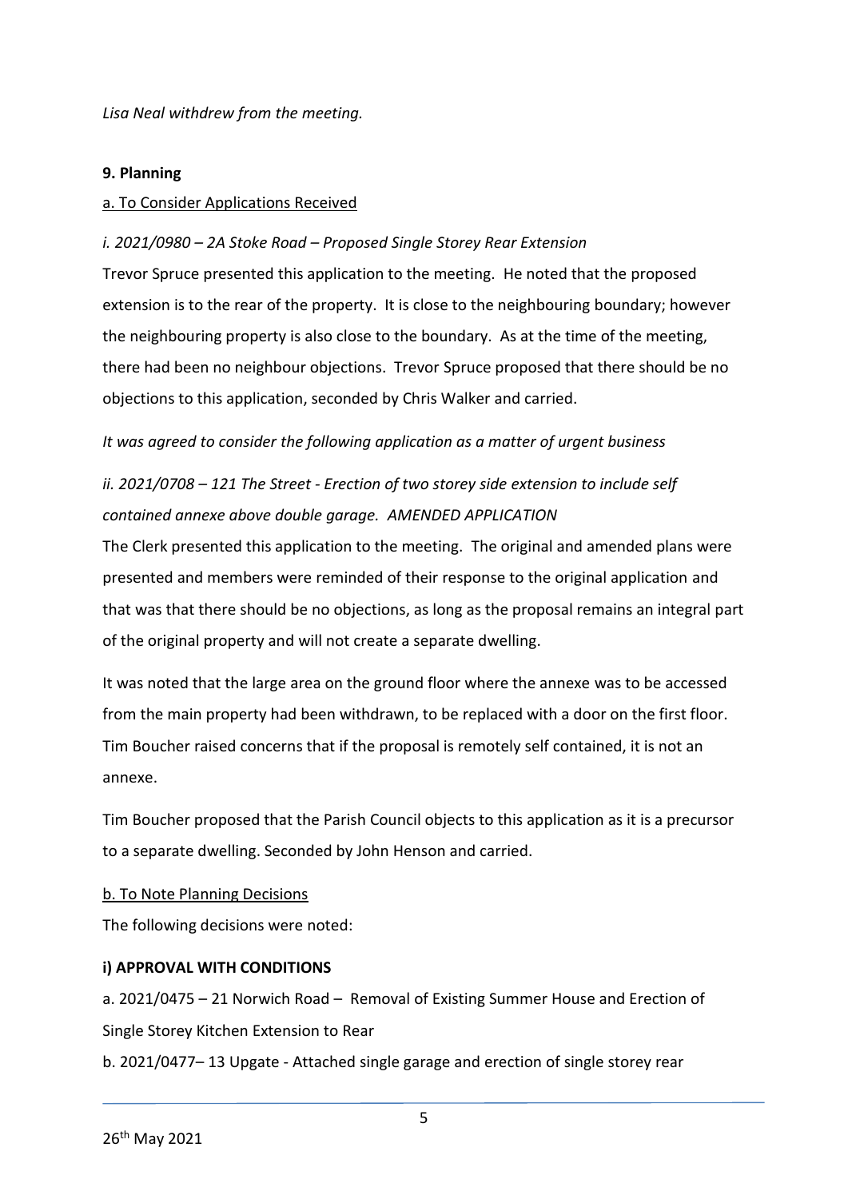*Lisa Neal withdrew from the meeting.*

## **9. Planning**

a. To Consider Applications Received

*i. 2021/0980 – 2A Stoke Road – Proposed Single Storey Rear Extension*

Trevor Spruce presented this application to the meeting. He noted that the proposed extension is to the rear of the property. It is close to the neighbouring boundary; however the neighbouring property is also close to the boundary. As at the time of the meeting, there had been no neighbour objections. Trevor Spruce proposed that there should be no objections to this application, seconded by Chris Walker and carried.

*It was agreed to consider the following application as a matter of urgent business*

*ii. 2021/0708 – 121 The Street - Erection of two storey side extension to include self contained annexe above double garage. AMENDED APPLICATION*

The Clerk presented this application to the meeting. The original and amended plans were presented and members were reminded of their response to the original application and that was that there should be no objections, as long as the proposal remains an integral part of the original property and will not create a separate dwelling.

It was noted that the large area on the ground floor where the annexe was to be accessed from the main property had been withdrawn, to be replaced with a door on the first floor. Tim Boucher raised concerns that if the proposal is remotely self contained, it is not an annexe.

Tim Boucher proposed that the Parish Council objects to this application as it is a precursor to a separate dwelling. Seconded by John Henson and carried.

b. To Note Planning Decisions

The following decisions were noted:

**i) APPROVAL WITH CONDITIONS**

a. 2021/0475 – 21 Norwich Road – Removal of Existing Summer House and Erection of Single Storey Kitchen Extension to Rear

b. 2021/0477– 13 Upgate - Attached single garage and erection of single storey rear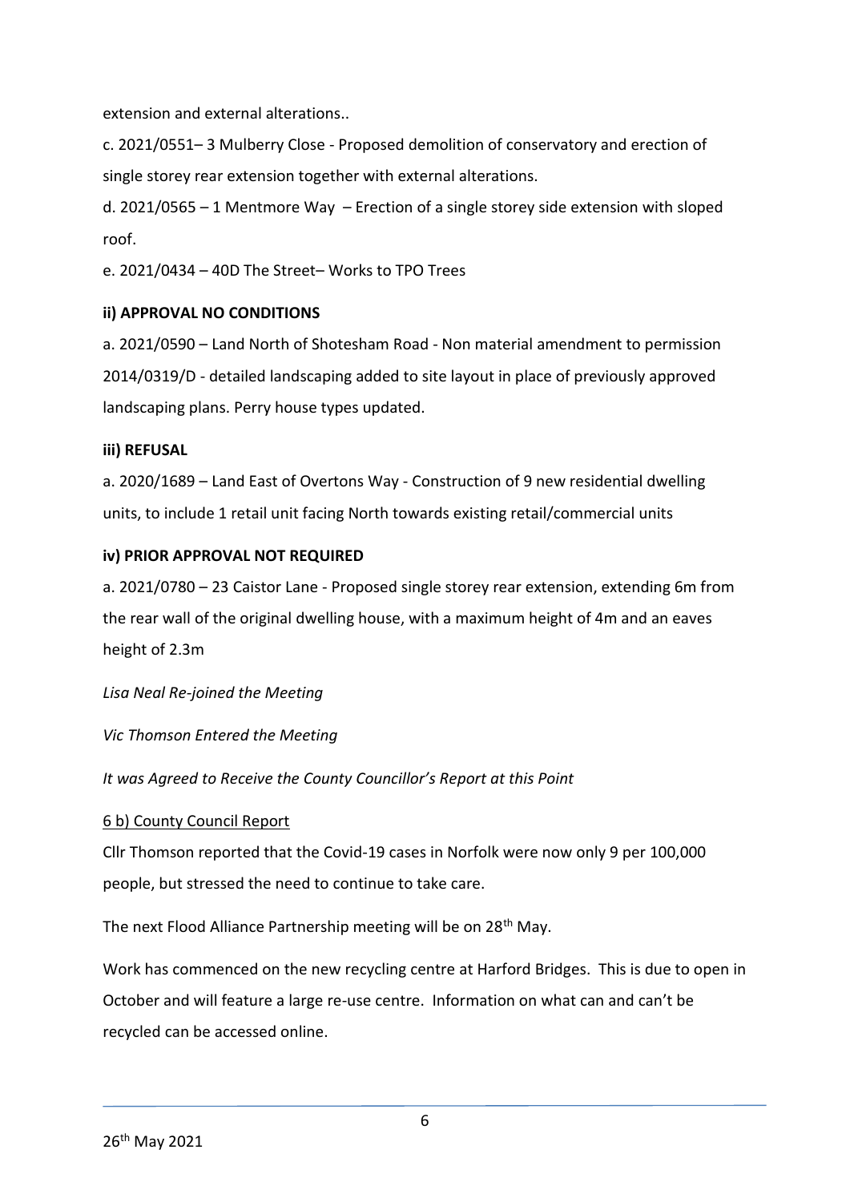extension and external alterations..

c. 2021/0551– 3 Mulberry Close - Proposed demolition of conservatory and erection of single storey rear extension together with external alterations.

d. 2021/0565 – 1 Mentmore Way – Erection of a single storey side extension with sloped roof.

e. 2021/0434 – 40D The Street– Works to TPO Trees

**ii) APPROVAL NO CONDITIONS**

a. 2021/0590 – Land North of Shotesham Road - Non material amendment to permission 2014/0319/D - detailed landscaping added to site layout in place of previously approved landscaping plans. Perry house types updated.

**iii) REFUSAL**

a. 2020/1689 – Land East of Overtons Way - Construction of 9 new residential dwelling units, to include 1 retail unit facing North towards existing retail/commercial units

**iv) PRIOR APPROVAL NOT REQUIRED**

a. 2021/0780 – 23 Caistor Lane - Proposed single storey rear extension, extending 6m from the rear wall of the original dwelling house, with a maximum height of 4m and an eaves height of 2.3m

*Lisa Neal Re-joined the Meeting*

*Vic Thomson Entered the Meeting*

*It was Agreed to Receive the County Councillor's Report at this Point*

6 b) County Council Report

Cllr Thomson reported that the Covid-19 cases in Norfolk were now only 9 per 100,000 people, but stressed the need to continue to take care.

The next Flood Alliance Partnership meeting will be on 28th May.

Work has commenced on the new recycling centre at Harford Bridges. This is due to open in October and will feature a large re-use centre. Information on what can and can't be recycled can be accessed online.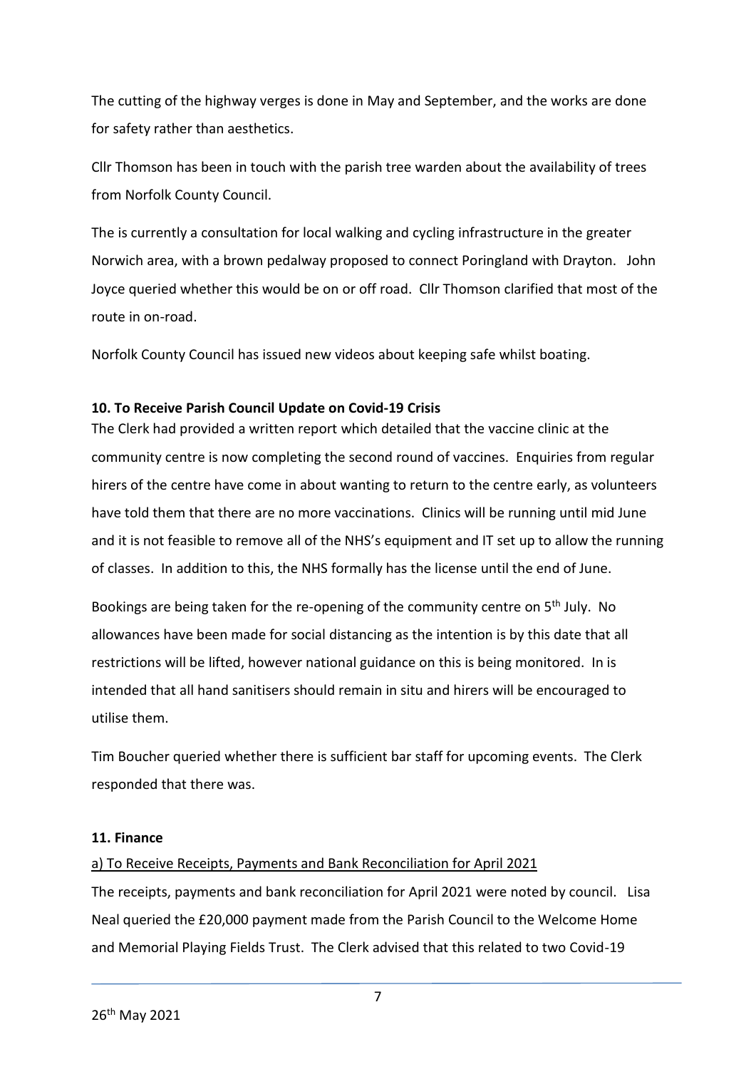The cutting of the highway verges is done in May and September, and the works are done for safety rather than aesthetics.

Cllr Thomson has been in touch with the parish tree warden about the availability of trees from Norfolk County Council.

The is currently a consultation for local walking and cycling infrastructure in the greater Norwich area, with a brown pedalway proposed to connect Poringland with Drayton. John Joyce queried whether this would be on or off road. Cllr Thomson clarified that most of the route in on-road.

Norfolk County Council has issued new videos about keeping safe whilst boating.

**10. To Receive Parish Council Update on Covid-19 Crisis**

The Clerk had provided a written report which detailed that the vaccine clinic at the community centre is now completing the second round of vaccines. Enquiries from regular hirers of the centre have come in about wanting to return to the centre early, as volunteers have told them that there are no more vaccinations. Clinics will be running until mid June and it is not feasible to remove all of the NHS's equipment and IT set up to allow the running of classes. In addition to this, the NHS formally has the license until the end of June.

Bookings are being taken for the re-opening of the community centre on 5th July. No allowances have been made for social distancing as the intention is by this date that all restrictions will be lifted, however national guidance on this is being monitored. In is intended that all hand sanitisers should remain in situ and hirers will be encouraged to utilise them.

Tim Boucher queried whether there is sufficient bar staff for upcoming events. The Clerk responded that there was.

**11. Finance**

a) To Receive Receipts, Payments and Bank Reconciliation for April 2021

The receipts, payments and bank reconciliation for April 2021 were noted by council. Lisa Neal queried the £20,000 payment made from the Parish Council to the Welcome Home and Memorial Playing Fields Trust. The Clerk advised that this related to two Covid-19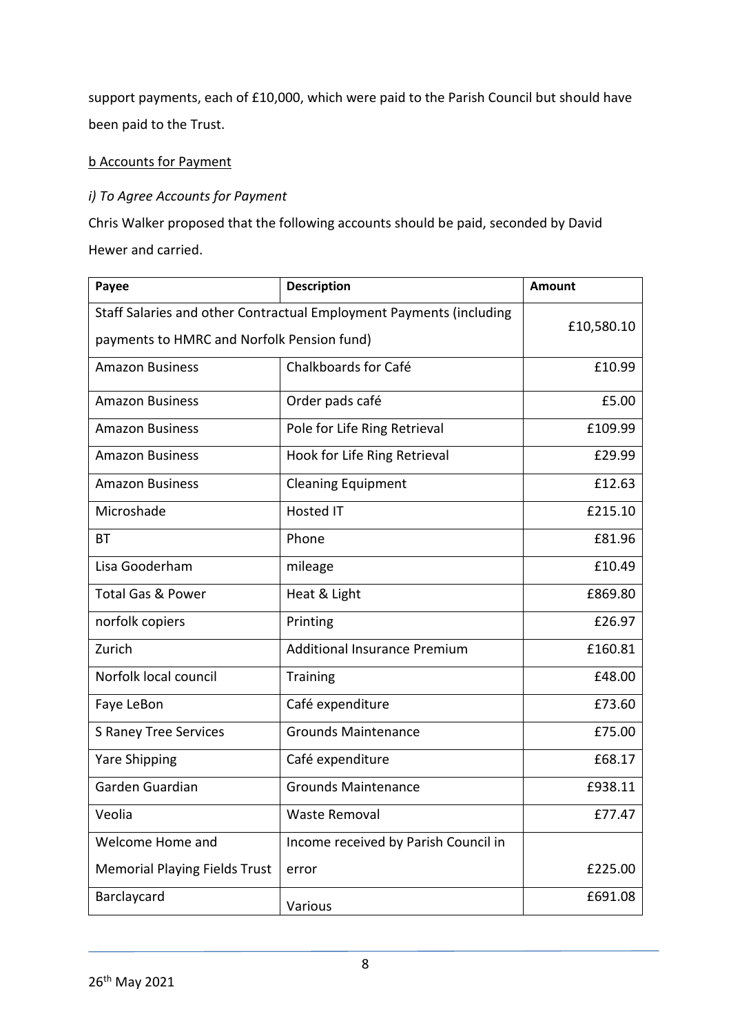support payments, each of £10,000, which were paid to the Parish Council but should have been paid to the Trust.

b Accounts for Payment

*i) To Agree Accounts for Payment*

Chris Walker proposed that the following accounts should be paid, seconded by David Hewer and carried.

| Payee | Description | Amount |
|---|---|---|
| Staff Salaries and other Contractual Employment Payments (including payments to HMRC and Norfolk Pension fund) | | £10,580.10 |
| Amazon Business | Chalkboards for Café | £10.99 |
| Amazon Business | Order pads café | £5.00 |
| Amazon Business | Pole for Life Ring Retrieval | £109.99 |
| Amazon Business | Hook for Life Ring Retrieval | £29.99 |
| Amazon Business | Cleaning Equipment | £12.63 |
| Microshade | Hosted IT | £215.10 |
| BT | Phone | £81.96 |
| Lisa Gooderham | mileage | £10.49 |
| Total Gas & Power | Heat & Light | £869.80 |
| norfolk copiers | Printing | £26.97 |
| Zurich | Additional Insurance Premium | £160.81 |
| Norfolk local council | Training | £48.00 |
| Faye LeBon | Café expenditure | £73.60 |
| S Raney Tree Services | Grounds Maintenance | £75.00 |
| Yare Shipping | Café expenditure | £68.17 |
| Garden Guardian | Grounds Maintenance | £938.11 |
| Veolia | Waste Removal | £77.47 |
| Welcome Home and Memorial Playing Fields Trust | Income received by Parish Council in error | £225.00 |
| Barclaycard | Various | £691.08 |

26th May 2021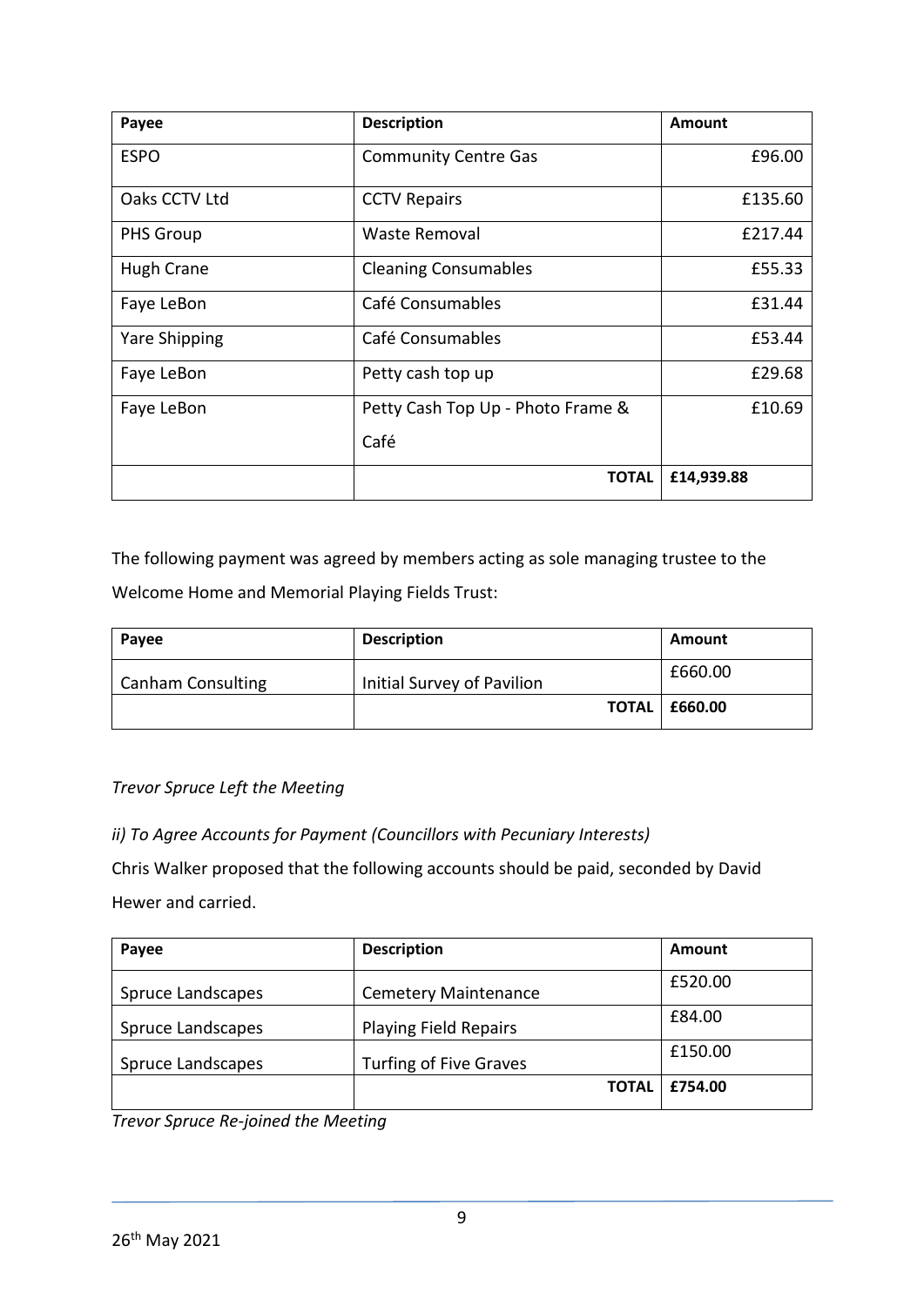| Payee | Description | Amount |
|---|---|---|
| ESPO | Community Centre Gas | £96.00 |
| Oaks CCTV Ltd | CCTV Repairs | £135.60 |
| PHS Group | Waste Removal | £217.44 |
| Hugh Crane | Cleaning Consumables | £55.33 |
| Faye LeBon | Café Consumables | £31.44 |
| Yare Shipping | Café Consumables | £53.44 |
| Faye LeBon | Petty cash top up | £29.68 |
| Faye LeBon | Petty Cash Top Up - Photo Frame & Café | £10.69 |
| | **TOTAL** | **£14,939.88** |

The following payment was agreed by members acting as sole managing trustee to the Welcome Home and Memorial Playing Fields Trust:

| Payee | Description | Amount |
|---|---|---|
| Canham Consulting | Initial Survey of Pavilion | £660.00 |
| | **TOTAL** | **£660.00** |

*Trevor Spruce Left the Meeting*

*ii) To Agree Accounts for Payment (Councillors with Pecuniary Interests)*

Chris Walker proposed that the following accounts should be paid, seconded by David Hewer and carried.

| Payee | Description | Amount |
|---|---|---|
| Spruce Landscapes | Cemetery Maintenance | £520.00 |
| Spruce Landscapes | Playing Field Repairs | £84.00 |
| Spruce Landscapes | Turfing of Five Graves | £150.00 |
| | **TOTAL** | **£754.00** |

*Trevor Spruce Re-joined the Meeting*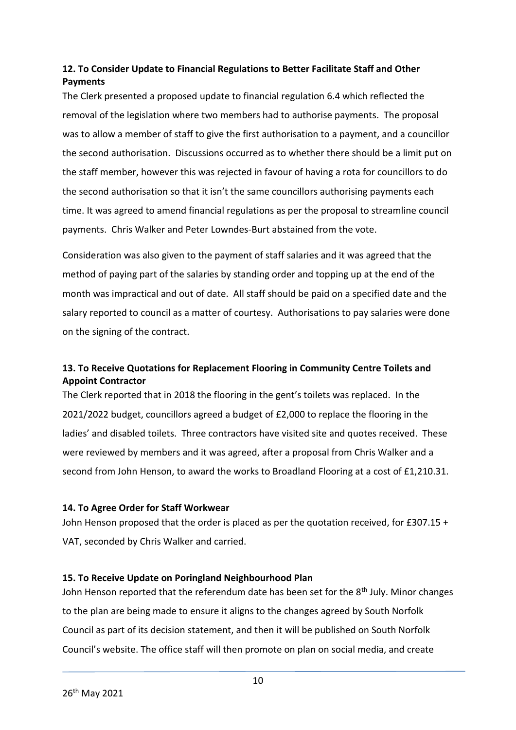### 12. To Consider Update to Financial Regulations to Better Facilitate Staff and Other Payments

The Clerk presented a proposed update to financial regulation 6.4 which reflected the removal of the legislation where two members had to authorise payments. The proposal was to allow a member of staff to give the first authorisation to a payment, and a councillor the second authorisation. Discussions occurred as to whether there should be a limit put on the staff member, however this was rejected in favour of having a rota for councillors to do the second authorisation so that it isn't the same councillors authorising payments each time. It was agreed to amend financial regulations as per the proposal to streamline council payments. Chris Walker and Peter Lowndes-Burt abstained from the vote.

Consideration was also given to the payment of staff salaries and it was agreed that the method of paying part of the salaries by standing order and topping up at the end of the month was impractical and out of date. All staff should be paid on a specified date and the salary reported to council as a matter of courtesy. Authorisations to pay salaries were done on the signing of the contract.

### 13. To Receive Quotations for Replacement Flooring in Community Centre Toilets and Appoint Contractor

The Clerk reported that in 2018 the flooring in the gent's toilets was replaced. In the 2021/2022 budget, councillors agreed a budget of £2,000 to replace the flooring in the ladies' and disabled toilets. Three contractors have visited site and quotes received. These were reviewed by members and it was agreed, after a proposal from Chris Walker and a second from John Henson, to award the works to Broadland Flooring at a cost of £1,210.31.

### 14. To Agree Order for Staff Workwear

John Henson proposed that the order is placed as per the quotation received, for £307.15 + VAT, seconded by Chris Walker and carried.

### 15. To Receive Update on Poringland Neighbourhood Plan

John Henson reported that the referendum date has been set for the 8th July. Minor changes to the plan are being made to ensure it aligns to the changes agreed by South Norfolk Council as part of its decision statement, and then it will be published on South Norfolk Council's website. The office staff will then promote on plan on social media, and create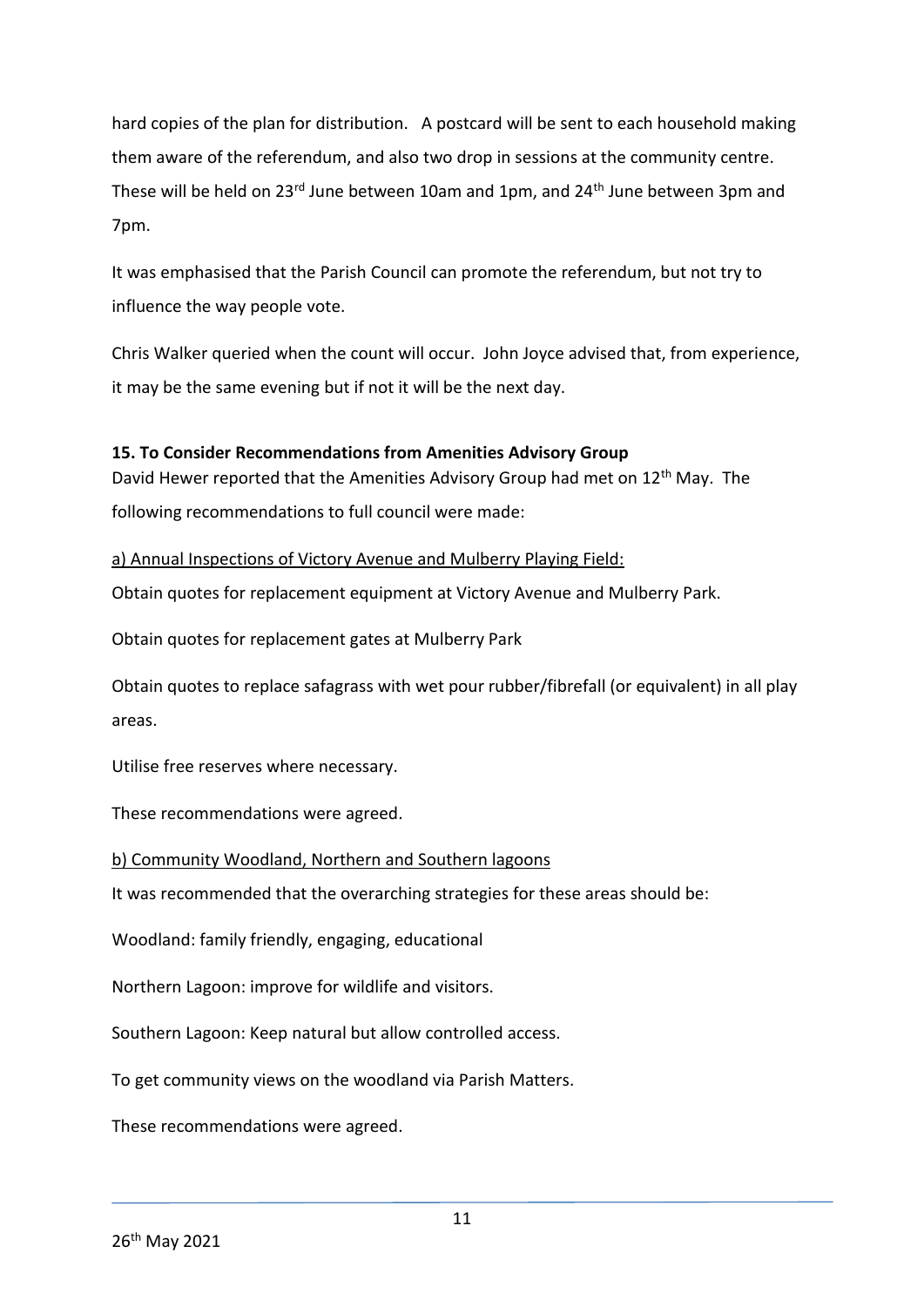hard copies of the plan for distribution. A postcard will be sent to each household making them aware of the referendum, and also two drop in sessions at the community centre. These will be held on 23rd June between 10am and 1pm, and 24th June between 3pm and 7pm.

It was emphasised that the Parish Council can promote the referendum, but not try to influence the way people vote.

Chris Walker queried when the count will occur. John Joyce advised that, from experience, it may be the same evening but if not it will be the next day.

**15. To Consider Recommendations from Amenities Advisory Group**

David Hewer reported that the Amenities Advisory Group had met on 12th May. The following recommendations to full council were made:

a) Annual Inspections of Victory Avenue and Mulberry Playing Field:

Obtain quotes for replacement equipment at Victory Avenue and Mulberry Park.

Obtain quotes for replacement gates at Mulberry Park

Obtain quotes to replace safagrass with wet pour rubber/fibrefall (or equivalent) in all play areas.

Utilise free reserves where necessary.

These recommendations were agreed.

b) Community Woodland, Northern and Southern lagoons

It was recommended that the overarching strategies for these areas should be:

Woodland: family friendly, engaging, educational

Northern Lagoon: improve for wildlife and visitors.

Southern Lagoon: Keep natural but allow controlled access.

To get community views on the woodland via Parish Matters.

These recommendations were agreed.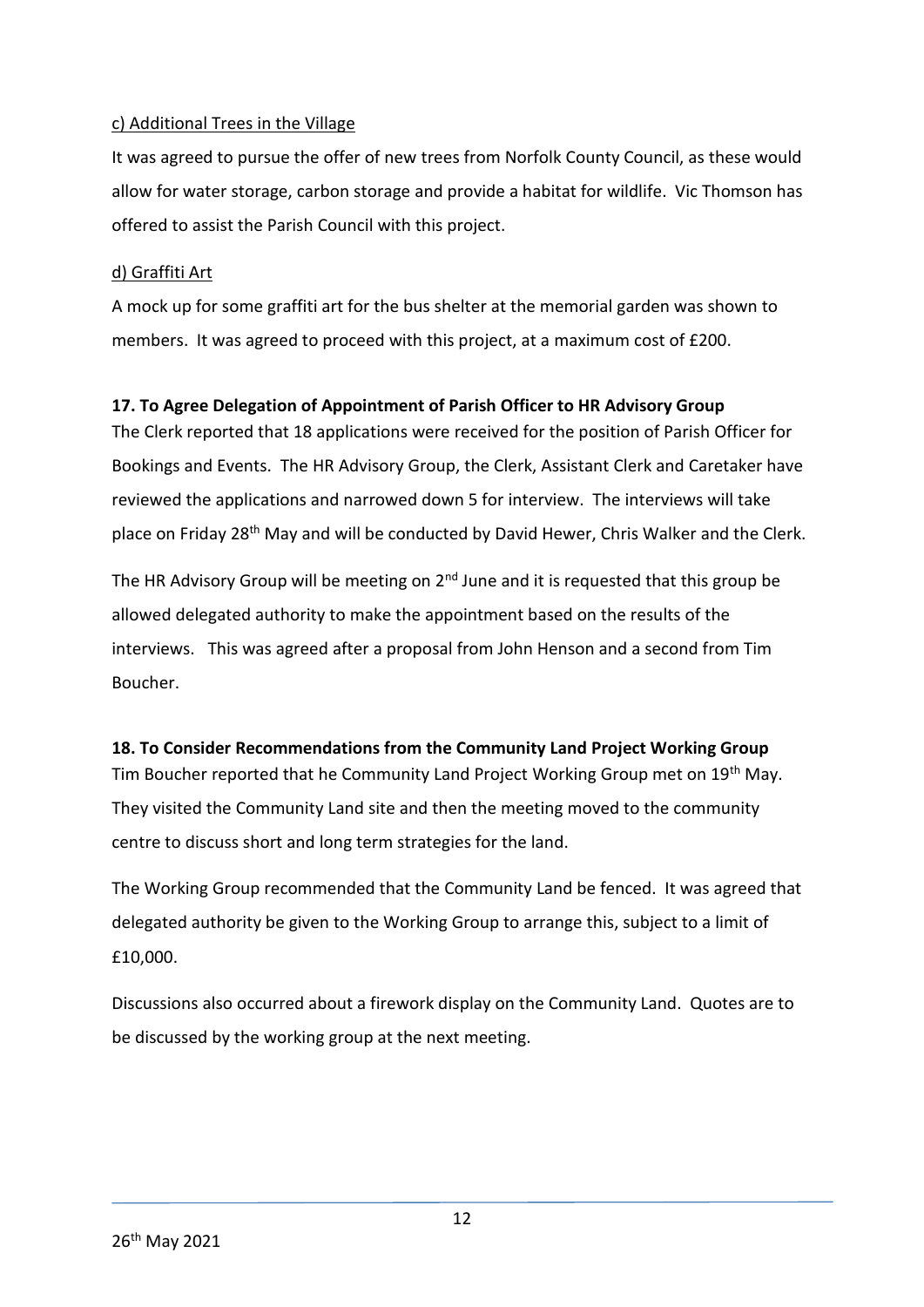c) Additional Trees in the Village

It was agreed to pursue the offer of new trees from Norfolk County Council, as these would allow for water storage, carbon storage and provide a habitat for wildlife. Vic Thomson has offered to assist the Parish Council with this project.

d) Graffiti Art

A mock up for some graffiti art for the bus shelter at the memorial garden was shown to members. It was agreed to proceed with this project, at a maximum cost of £200.

**17. To Agree Delegation of Appointment of Parish Officer to HR Advisory Group**

The Clerk reported that 18 applications were received for the position of Parish Officer for Bookings and Events. The HR Advisory Group, the Clerk, Assistant Clerk and Caretaker have reviewed the applications and narrowed down 5 for interview. The interviews will take place on Friday 28th May and will be conducted by David Hewer, Chris Walker and the Clerk.

The HR Advisory Group will be meeting on 2nd June and it is requested that this group be allowed delegated authority to make the appointment based on the results of the interviews. This was agreed after a proposal from John Henson and a second from Tim Boucher.

**18. To Consider Recommendations from the Community Land Project Working Group**

Tim Boucher reported that he Community Land Project Working Group met on 19th May. They visited the Community Land site and then the meeting moved to the community centre to discuss short and long term strategies for the land.

The Working Group recommended that the Community Land be fenced. It was agreed that delegated authority be given to the Working Group to arrange this, subject to a limit of £10,000.

Discussions also occurred about a firework display on the Community Land. Quotes are to be discussed by the working group at the next meeting.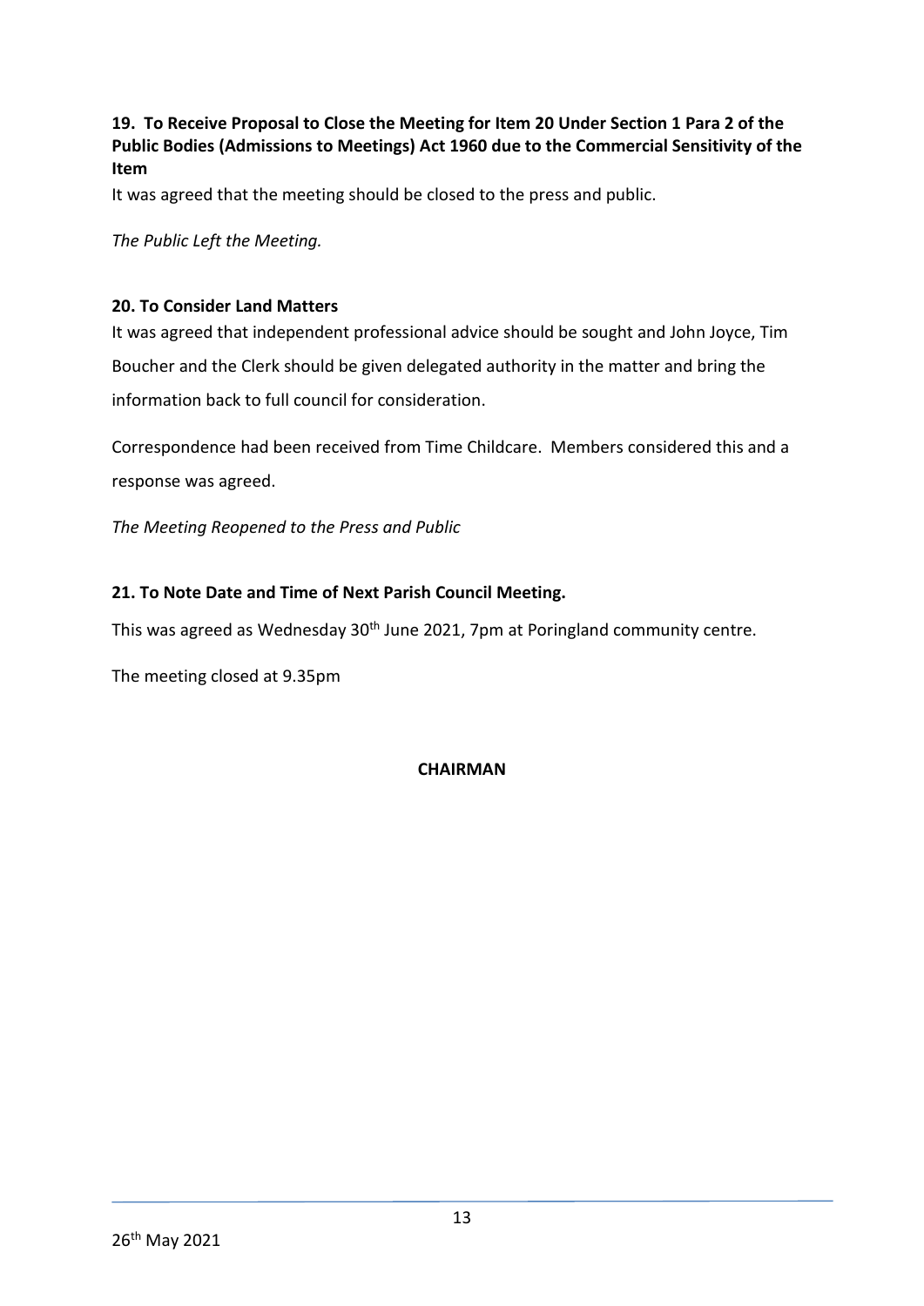**19. To Receive Proposal to Close the Meeting for Item 20 Under Section 1 Para 2 of the Public Bodies (Admissions to Meetings) Act 1960 due to the Commercial Sensitivity of the Item**

It was agreed that the meeting should be closed to the press and public.

*The Public Left the Meeting.*

**20. To Consider Land Matters**

It was agreed that independent professional advice should be sought and John Joyce, Tim Boucher and the Clerk should be given delegated authority in the matter and bring the information back to full council for consideration.

Correspondence had been received from Time Childcare. Members considered this and a response was agreed.

*The Meeting Reopened to the Press and Public*

**21. To Note Date and Time of Next Parish Council Meeting.**

This was agreed as Wednesday 30th June 2021, 7pm at Poringland community centre.

The meeting closed at 9.35pm

**CHAIRMAN**